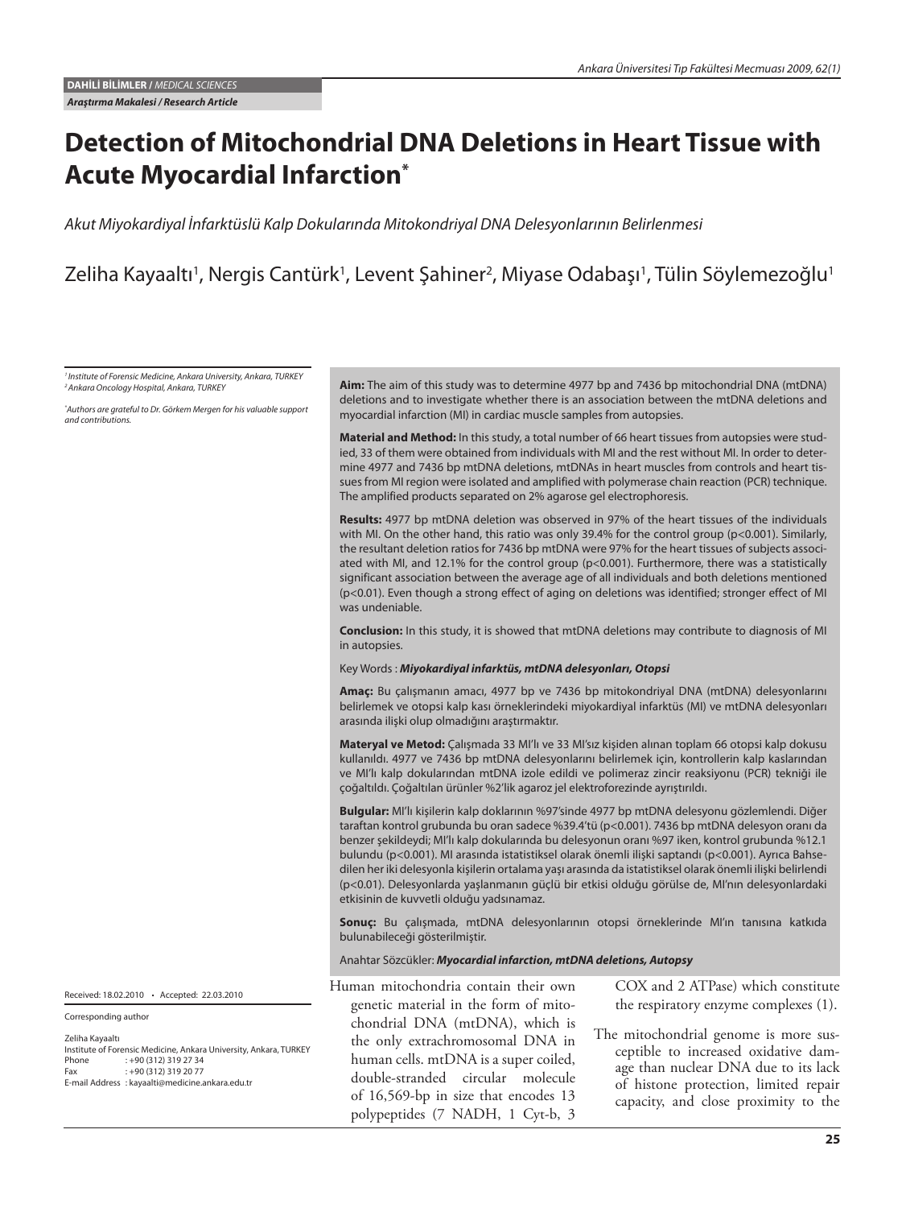DAHİLİ BİLİMLER / *MEDICAL SCIENCES*

***Araştırma Makalesi / Research Article***

# Detection of Mitochondrial DNA Deletions in Heart Tissue with Acute Myocardial Infarction*

*Akut Miyokardiyal İnfarktüslü Kalp Dokularında Mitokondriyal DNA Delesyonlarının Belirlenmesi*

Zeliha Kayaaltı[1], Nergis Cantürk[1], Levent Şahiner[2], Miyase Odabaşı[1], Tülin Söylemezoğlu[1]

*[1] Institute of Forensic Medicine, Ankara University, Ankara, TURKEY*
*[2] Ankara Oncology Hospital, Ankara, TURKEY*

*\*Authors are grateful to Dr. Görkem Mergen for his valuable support and contributions.*

**Aim:** The aim of this study was to determine 4977 bp and 7436 bp mitochondrial DNA (mtDNA) deletions and to investigate whether there is an association between the mtDNA deletions and myocardial infarction (MI) in cardiac muscle samples from autopsies.

**Material and Method:** In this study, a total number of 66 heart tissues from autopsies were studied, 33 of them were obtained from individuals with MI and the rest without MI. In order to determine 4977 and 7436 bp mtDNA deletions, mtDNAs in heart muscles from controls and heart tissues from MI region were isolated and amplified with polymerase chain reaction (PCR) technique. The amplified products separated on 2% agarose gel electrophoresis.

**Results:** 4977 bp mtDNA deletion was observed in 97% of the heart tissues of the individuals with MI. On the other hand, this ratio was only 39.4% for the control group ($p<0.001$). Similarly, the resultant deletion ratios for 7436 bp mtDNA were 97% for the heart tissues of subjects associated with MI, and 12.1% for the control group ($p<0.001$). Furthermore, there was a statistically significant association between the average age of all individuals and both deletions mentioned ($p<0.01$). Even though a strong effect of aging on deletions was identified; stronger effect of MI was undeniable.

**Conclusion:** In this study, it is showed that mtDNA deletions may contribute to diagnosis of MI in autopsies.

Key Words : ***Miyokardiyal infarktüs, mtDNA delesyonları, Otopsi***

**Amaç:** Bu çalışmanın amacı, 4977 bp ve 7436 bp mitokondriyal DNA (mtDNA) delesyonlarını belirlemek ve otopsi kalp kası örneklerindeki miyokardiyal infarktüs (MI) ve mtDNA delesyonları arasında ilişki olup olmadığını araştırmaktır.

**Materyal ve Metod:** Çalışmada 33 MI'lı ve 33 MI'sız kişiden alınan toplam 66 otopsi kalp dokusu kullanıldı. 4977 ve 7436 bp mtDNA delesyonlarını belirlemek için, kontrollerin kalp kaslarından ve MI'lı kalp dokularından mtDNA izole edildi ve polimeraz zincir reaksiyonu (PCR) tekniği ile çoğaltıldı. Çoğaltılan ürünler %2'lik agaroz jel elektroforezinde ayrıştırıldı.

**Bulgular:** MI'lı kişilerin kalp doklarının %97'sinde 4977 bp mtDNA delesyonu gözlemlendi. Diğer taraftan kontrol grubunda bu oran sadece %39.4'tü ($p<0.001$). 7436 bp mtDNA delesyon oranı da benzer şekildeydi; MI'lı kalp dokularında bu delesyonun oranı %97 iken, kontrol grubunda %12.1 bulundu ($p<0.001$). MI arasında istatistiksel olarak önemli ilişki saptandı ($p<0.001$). Ayrıca Bahsedilen her iki delesyonla kişilerin ortalama yaşı arasında da istatistiksel olarak önemli ilişki belirlendi ($p<0.01$). Delesyonlarda yaşlanmanın güçlü bir etkisi olduğu görülse de, MI'nın delesyonlardaki etkisinin de kuvvetli olduğu yadsınamaz.

**Sonuç:** Bu çalışmada, mtDNA delesyonlarının otopsi örneklerinde MI'ın tanısına katkıda bulunabileceği gösterilmiştir.

Anahtar Sözcükler: ***Myocardial infarction, mtDNA deletions, Autopsy***

Received: 18.02.2010 • Accepted: 22.03.2010

Corresponding author

Zeliha Kayaaltı
Institute of Forensic Medicine, Ankara University, Ankara, TURKEY
Phone : +90 (312) 319 27 34
Fax : +90 (312) 319 20 77
E-mail Address : kayaalti@medicine.ankara.edu.tr

Human mitochondria contain their own genetic material in the form of mitochondrial DNA (mtDNA), which is the only extrachromosomal DNA in human cells. mtDNA is a super coiled, double-stranded circular molecule of 16,569-bp in size that encodes 13 polypeptides (7 NADH, 1 Cyt-b, 3 COX and 2 ATPase) which constitute the respiratory enzyme complexes (1).

The mitochondrial genome is more susceptible to increased oxidative damage than nuclear DNA due to its lack of histone protection, limited repair capacity, and close proximity to the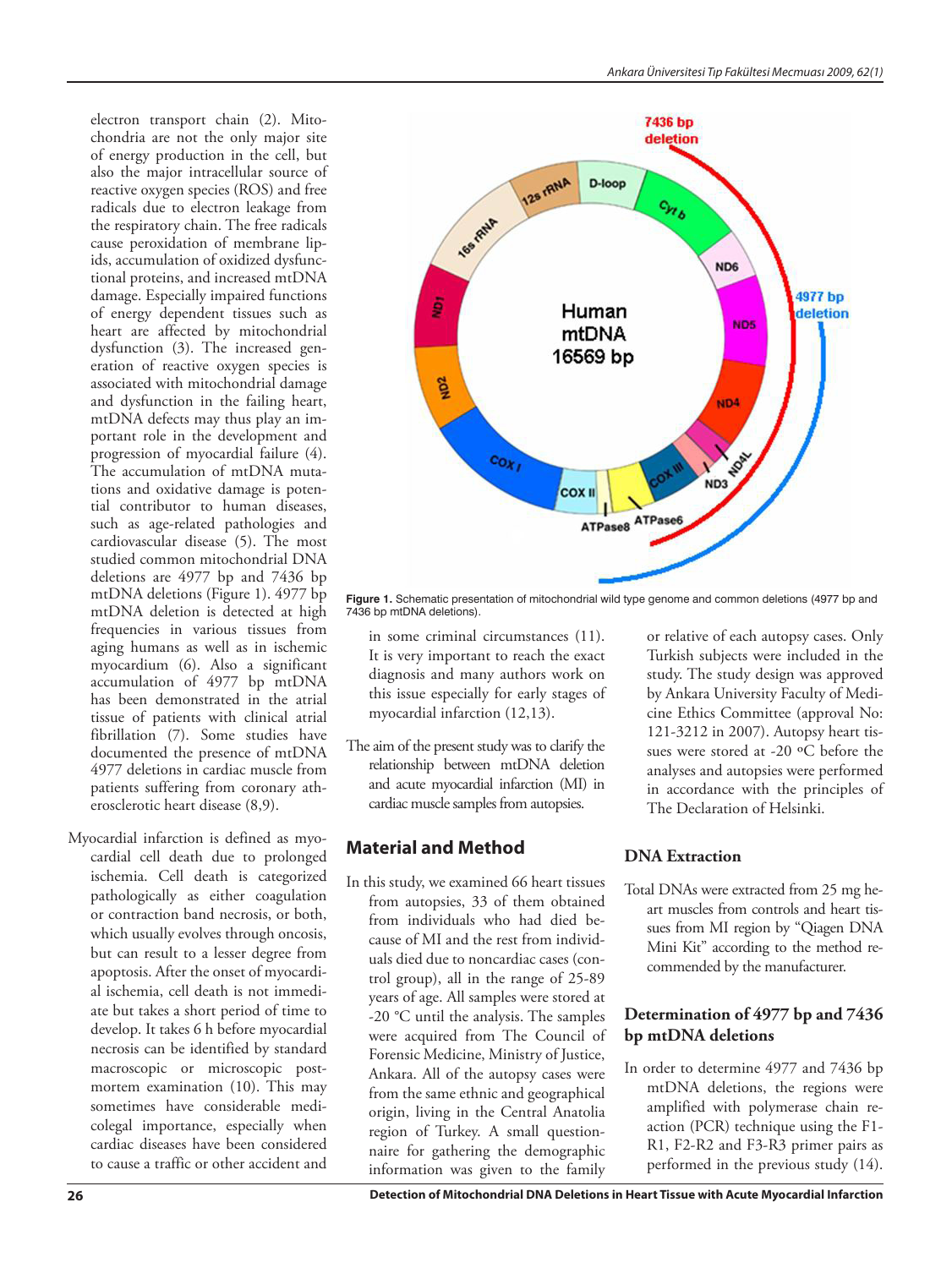electron transport chain (2). Mitochondria are not the only major site of energy production in the cell, but also the major intracellular source of reactive oxygen species (ROS) and free radicals due to electron leakage from the respiratory chain. The free radicals cause peroxidation of membrane lipids, accumulation of oxidized dysfunctional proteins, and increased mtDNA damage. Especially impaired functions of energy dependent tissues such as heart are affected by mitochondrial dysfunction (3). The increased generation of reactive oxygen species is associated with mitochondrial damage and dysfunction in the failing heart, mtDNA defects may thus play an important role in the development and progression of myocardial failure (4). The accumulation of mtDNA mutations and oxidative damage is potential contributor to human diseases, such as age-related pathologies and cardiovascular disease (5). The most studied common mitochondrial DNA deletions are 4977 bp and 7436 bp mtDNA deletions (Figure 1). 4977 bp mtDNA deletion is detected at high frequencies in various tissues from aging humans as well as in ischemic myocardium (6). Also a significant accumulation of 4977 bp mtDNA has been demonstrated in the atrial tissue of patients with clinical atrial fibrillation (7). Some studies have documented the presence of mtDNA 4977 deletions in cardiac muscle from patients suffering from coronary atherosclerotic heart disease (8,9).

Myocardial infarction is defined as myocardial cell death due to prolonged ischemia. Cell death is categorized pathologically as either coagulation or contraction band necrosis, or both, which usually evolves through oncosis, but can result to a lesser degree from apoptosis. After the onset of myocardial ischemia, cell death is not immediate but takes a short period of time to develop. It takes 6 h before myocardial necrosis can be identified by standard macroscopic or microscopic postmortem examination (10). This may sometimes have considerable medicolegal importance, especially when cardiac diseases have been considered to cause a traffic or other accident and in some criminal circumstances (11). It is very important to reach the exact diagnosis and many authors work on this issue especially for early stages of myocardial infarction (12,13).

Figure 1. Schematic presentation of mitochondrial wild type genome and common deletions (4977 bp and 7436 bp mtDNA deletions).

The aim of the present study was to clarify the relationship between mtDNA deletion and acute myocardial infarction (MI) in cardiac muscle samples from autopsies.

## Material and Method

In this study, we examined 66 heart tissues from autopsies, 33 of them obtained from individuals who had died because of MI and the rest from individuals died due to noncardiac cases (control group), all in the range of 25-89 years of age. All samples were stored at -20 °C until the analysis. The samples were acquired from The Council of Forensic Medicine, Ministry of Justice, Ankara. All of the autopsy cases were from the same ethnic and geographical origin, living in the Central Anatolia region of Turkey. A small questionnaire for gathering the demographic information was given to the family or relative of each autopsy cases. Only Turkish subjects were included in the study. The study design was approved by Ankara University Faculty of Medicine Ethics Committee (approval No: 121-3212 in 2007). Autopsy heart tissues were stored at -20 ºC before the analyses and autopsies were performed in accordance with the principles of The Declaration of Helsinki.

### DNA Extraction

Total DNAs were extracted from 25 mg heart muscles from controls and heart tissues from MI region by "Qiagen DNA Mini Kit" according to the method recommended by the manufacturer.

### Determination of 4977 bp and 7436 bp mtDNA deletions

In order to determine 4977 and 7436 bp mtDNA deletions, the regions were amplified with polymerase chain reaction (PCR) technique using the F1-R1, F2-R2 and F3-R3 primer pairs as performed in the previous study (14).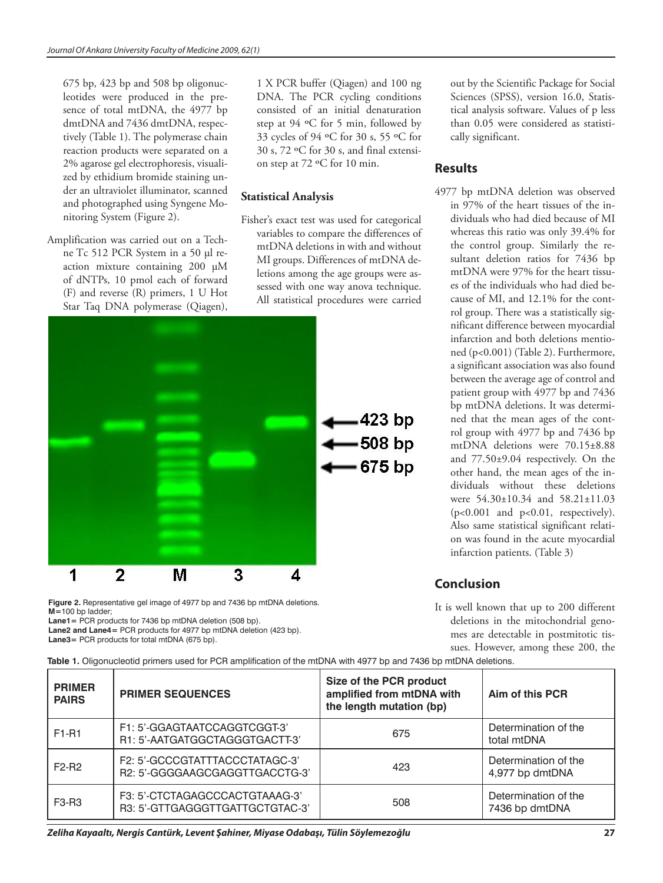675 bp, 423 bp and 508 bp oligonucleotides were produced in the presence of total mtDNA, the 4977 bp dmtDNA and 7436 dmtDNA, respectively (Table 1). The polymerase chain reaction products were separated on a 2% agarose gel electrophoresis, visualized by ethidium bromide staining under an ultraviolet illuminator, scanned and photographed using Syngene Monitoring System (Figure 2).

Amplification was carried out on a Techne Tc 512 PCR System in a 50 µl reaction mixture containing 200 µM of dNTPs, 10 pmol each of forward (F) and reverse (R) primers, 1 U Hot Star Taq DNA polymerase (Qiagen), 1 X PCR buffer (Qiagen) and 100 ng DNA. The PCR cycling conditions consisted of an initial denaturation step at 94 ºC for 5 min, followed by 33 cycles of 94 ºC for 30 s, 55 ºC for 30 s, 72 ºC for 30 s, and final extension step at 72 ºC for 10 min.

## Statistical Analysis

Fisher's exact test was used for categorical variables to compare the differences of mtDNA deletions in with and without MI groups. Differences of mtDNA deletions among the age groups were assessed with one way anova technique. All statistical procedures were carried out by the Scientific Package for Social Sciences (SPSS), version 16.0, Statistical analysis software. Values of p less than 0.05 were considered as statistically significant.

**Figure 2.** Representative gel image of 4977 bp and 7436 bp mtDNA deletions.
**M**=100 bp ladder;
**Lane1**= PCR products for 7436 bp mtDNA deletion (508 bp).
**Lane2 and Lane4**= PCR products for 4977 bp mtDNA deletion (423 bp).
**Lane3**= PCR products for total mtDNA (675 bp).

## Results

4977 bp mtDNA deletion was observed in 97% of the heart tissues of the individuals who had died because of MI whereas this ratio was only 39.4% for the control group. Similarly the resultant deletion ratios for 7436 bp mtDNA were 97% for the heart tissues of the individuals who had died because of MI, and 12.1% for the control group. There was a statistically significant difference between myocardial infarction and both deletions mentioned ($p<0.001$) (Table 2). Furthermore, a significant association was also found between the average age of control and patient group with 4977 bp and 7436 bp mtDNA deletions. It was determined that the mean ages of the control group with 4977 bp and 7436 bp mtDNA deletions were 70.15±8.88 and 77.50±9.04 respectively. On the other hand, the mean ages of the individuals without these deletions were 54.30±10.34 and 58.21±11.03 ($p<0.001$ and $p<0.01$, respectively). Also same statistical significant relation was found in the acute myocardial infarction patients. (Table 3)

## Conclusion

It is well known that up to 200 different deletions in the mitochondrial genomes are detectable in postmitotic tissues. However, among these 200, the

**Table 1.** Oligonucleotid primers used for PCR amplification of the mtDNA with 4977 bp and 7436 bp mtDNA deletions.

| PRIMER PAIRS | PRIMER SEQUENCES | Size of the PCR product amplified from mtDNA with the length mutation (bp) | Aim of this PCR |
|---|---|---|---|
| F1-R1 | F1: 5'-GGAGTAATCCAGGTCGGT-3'<br>R1: 5'-AATGATGGCTAGGGTGACTT-3' | 675 | Determination of the total mtDNA |
| F2-R2 | F2: 5'-GCCCGTATTTACCCTATAGC-3'<br>R2: 5'-GGGGAAGCGAGGTTGACCTG-3' | 423 | Determination of the 4,977 bp dmtDNA |
| F3-R3 | F3: 5'-CTCTAGAGCCCACTGTAAAG-3'<br>R3: 5'-GTTGAGGGTTGATTGCTGTAC-3' | 508 | Determination of the 7436 bp dmtDNA |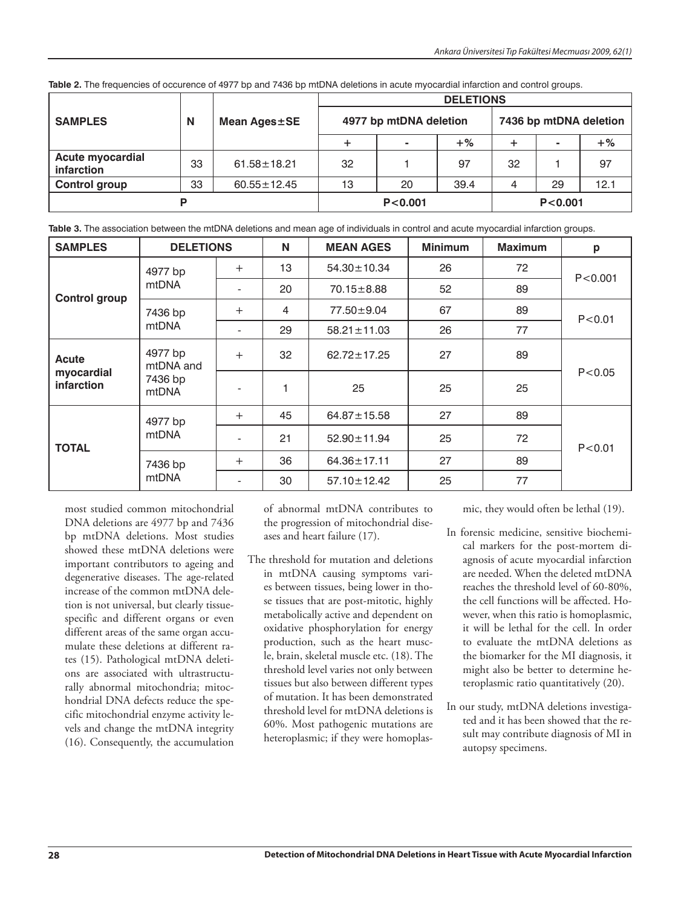**Table 2.** The frequencies of occurence of 4977 bp and 7436 bp mtDNA deletions in acute myocardial infarction and control groups.

| SAMPLES | N | Mean Ages±SE | DELETIONS | | | | | |
|---|---|---|---|---|---|---|---|---|
| | | | 4977 bp mtDNA deletion | | | 7436 bp mtDNA deletion | | |
| | | | + | - | +% | + | - | +% |
| **Acute myocardial infarction** | 33 | 61.58±18.21 | 32 | 1 | 97 | 32 | 1 | 97 |
| **Control group** | 33 | 60.55±12.45 | 13 | 20 | 39.4 | 4 | 29 | 12.1 |
| **P** | | | P<0.001 | | | P<0.001 | | |

**Table 3.** The association between the mtDNA deletions and mean age of individuals in control and acute myocardial infarction groups.

| SAMPLES | DELETIONS | | N | MEAN AGES | Minimum | Maximum | p |
|---|---|---|---|---|---|---|---|
| **Control group** | 4977 bp mtDNA | + | 13 | 54.30±10.34 | 26 | 72 | P<0.001 |
| | | - | 20 | 70.15±8.88 | 52 | 89 | |
| | 7436 bp mtDNA | + | 4 | 77.50±9.04 | 67 | 89 | P<0.01 |
| | | - | 29 | 58.21±11.03 | 26 | 77 | |
| **Acute myocardial infarction** | 4977 bp mtDNA and 7436 bp mtDNA | + | 32 | 62.72±17.25 | 27 | 89 | P<0.05 |
| | | - | 1 | 25 | 25 | 25 | |
| **TOTAL** | 4977 bp mtDNA | + | 45 | 64.87±15.58 | 27 | 89 | P<0.01 |
| | | - | 21 | 52.90±11.94 | 25 | 72 | |
| | 7436 bp mtDNA | + | 36 | 64.36±17.11 | 27 | 89 | |
| | | - | 30 | 57.10±12.42 | 25 | 77 | |

most studied common mitochondrial DNA deletions are 4977 bp and 7436 bp mtDNA deletions. Most studies showed these mtDNA deletions were important contributors to ageing and degenerative diseases. The age-related increase of the common mtDNA deletion is not universal, but clearly tissue-specific and different organs or even different areas of the same organ accumulate these deletions at different rates (15). Pathological mtDNA deletions are associated with ultrastructurally abnormal mitochondria; mitochondrial DNA defects reduce the specific mitochondrial enzyme activity levels and change the mtDNA integrity (16). Consequently, the accumulation of abnormal mtDNA contributes to the progression of mitochondrial diseases and heart failure (17).

The threshold for mutation and deletions in mtDNA causing symptoms varies between tissues, being lower in those tissues that are post-mitotic, highly metabolically active and dependent on oxidative phosphorylation for energy production, such as the heart muscle, brain, skeletal muscle etc. (18). The threshold level varies not only between tissues but also between different types of mutation. It has been demonstrated threshold level for mtDNA deletions is 60%. Most pathogenic mutations are heteroplasmic; if they were homoplasmic, they would often be lethal (19).

In forensic medicine, sensitive biochemical markers for the post-mortem diagnosis of acute myocardial infarction are needed. When the deleted mtDNA reaches the threshold level of 60-80%, the cell functions will be affected. However, when this ratio is homoplasmic, it will be lethal for the cell. In order to evaluate the mtDNA deletions as the biomarker for the MI diagnosis, it might also be better to determine heteroplasmic ratio quantitatively (20).

In our study, mtDNA deletions investigated and it has been showed that the result may contribute diagnosis of MI in autopsy specimens.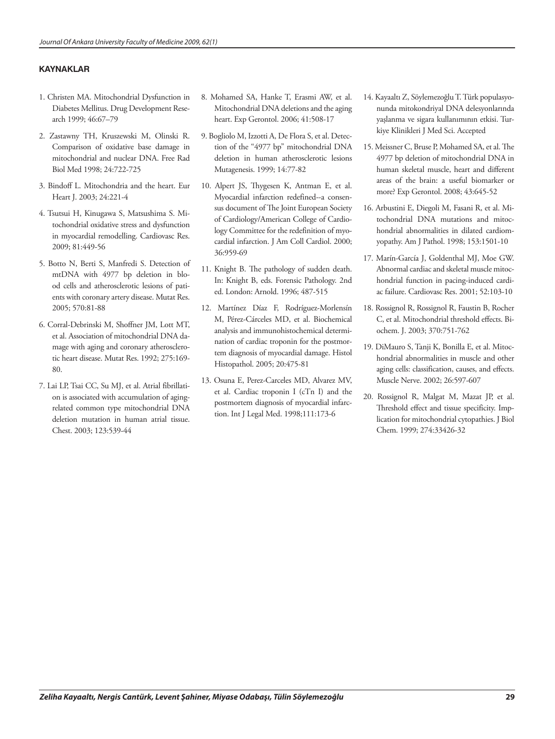## KAYNAKLAR

1. Christen MA. Mitochondrial Dysfunction in Diabetes Mellitus. Drug Development Research 1999; 46:67–79
2. Zastawny TH, Kruszewski M, Olinski R. Comparison of oxidative base damage in mitochondrial and nuclear DNA. Free Rad Biol Med 1998; 24:722-725
3. Bindoff L. Mitochondria and the heart. Eur Heart J. 2003; 24:221-4
4. Tsutsui H, Kinugawa S, Matsushima S. Mitochondrial oxidative stress and dysfunction in myocardial remodelling. Cardiovasc Res. 2009; 81:449-56
5. Botto N, Berti S, Manfredi S. Detection of mtDNA with 4977 bp deletion in blood cells and atherosclerotic lesions of patients with coronary artery disease. Mutat Res. 2005; 570:81-88
6. Corral-Debrinski M, Shoffner JM, Lott MT, et al. Association of mitochondrial DNA damage with aging and coronary atherosclerotic heart disease. Mutat Res. 1992; 275:169-80.
7. Lai LP, Tsai CC, Su MJ, et al. Atrial fibrillation is associated with accumulation of aging-related common type mitochondrial DNA deletion mutation in human atrial tissue. Chest. 2003; 123:539-44
8. Mohamed SA, Hanke T, Erasmi AW, et al. Mitochondrial DNA deletions and the aging heart. Exp Gerontol. 2006; 41:508-17
9. Bogliolo M, Izzotti A, De Flora S, et al. Detection of the "4977 bp" mitochondrial DNA deletion in human atherosclerotic lesions Mutagenesis. 1999; 14:77-82
10. Alpert JS, Thygesen K, Antman E, et al. Myocardial infarction redefined--a consensus document of The Joint European Society of Cardiology/American College of Cardiology Committee for the redefinition of myocardial infarction. J Am Coll Cardiol. 2000; 36:959-69
11. Knight B. The pathology of sudden death. In: Knight B, eds. Forensic Pathology. 2nd ed. London: Arnold. 1996; 487-515
12. Martínez Díaz F, Rodríguez-Morlensín M, Pérez-Cárceles MD, et al. Biochemical analysis and immunohistochemical determination of cardiac troponin for the postmortem diagnosis of myocardial damage. Histol Histopathol. 2005; 20:475-81
13. Osuna E, Perez-Carceles MD, Alvarez MV, et al. Cardiac troponin I (cTn I) and the postmortem diagnosis of myocardial infarction. Int J Legal Med. 1998;111:173-6
14. Kayaaltı Z, Söylemezoğlu T. Türk populasyonunda mitokondriyal DNA delesyonlarında yaşlanma ve sigara kullanımının etkisi. Turkiye Klinikleri J Med Sci. Accepted
15. Meissner C, Bruse P, Mohamed SA, et al. The 4977 bp deletion of mitochondrial DNA in human skeletal muscle, heart and different areas of the brain: a useful biomarker or more? Exp Gerontol. 2008; 43:645-52
16. Arbustini E, Diegoli M, Fasani R, et al. Mitochondrial DNA mutations and mitochondrial abnormalities in dilated cardiomyopathy. Am J Pathol. 1998; 153:1501-10
17. Marín-García J, Goldenthal MJ, Moe GW. Abnormal cardiac and skeletal muscle mitochondrial function in pacing-induced cardiac failure. Cardiovasc Res. 2001; 52:103-10
18. Rossignol R, Rossignol R, Faustin B, Rocher C, et al. Mitochondrial threshold effects. Biochem. J. 2003; 370:751-762
19. DiMauro S, Tanji K, Bonilla E, et al. Mitochondrial abnormalities in muscle and other aging cells: classification, causes, and effects. Muscle Nerve. 2002; 26:597-607
20. Rossignol R, Malgat M, Mazat JP, et al. Threshold effect and tissue specificity. Implication for mitochondrial cytopathies. J Biol Chem. 1999; 274:33426-32